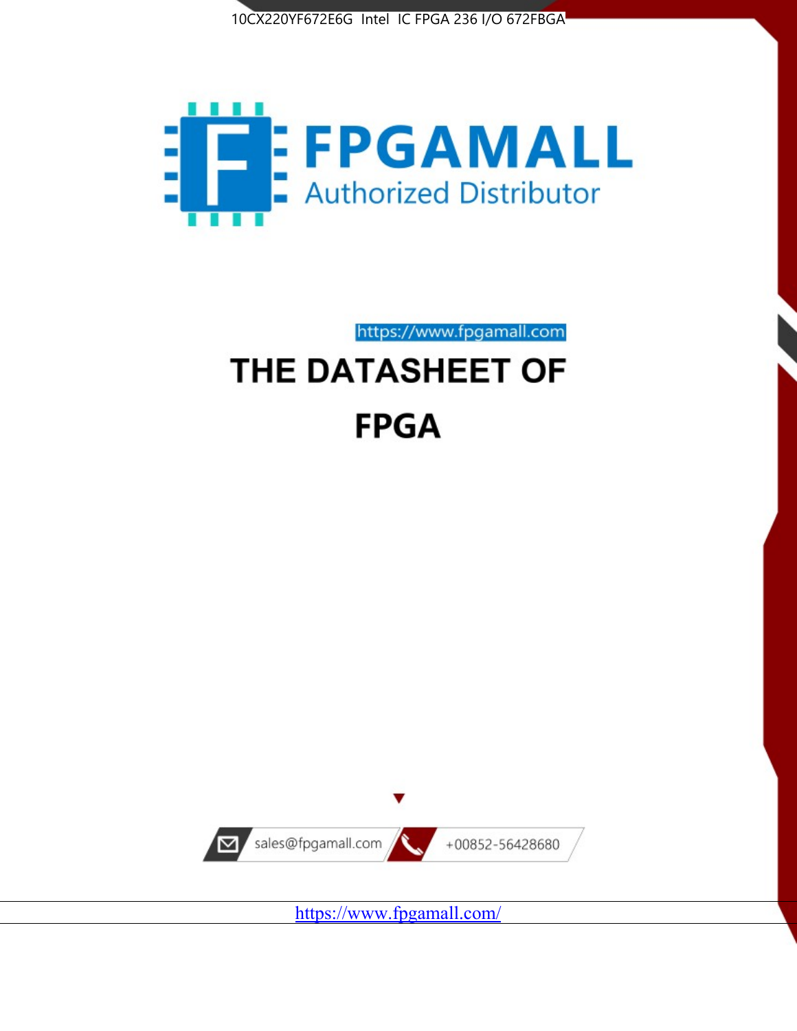10CX220YF672E6G Intel IC FPGA 236 I/O 672FBGA

FPGAMALL

Authorized Distributor

https://www.fpgamall.com

# THE DATASHEET OF

# FPGA

sales@fpgamall.com

+00852-56428680

https://www.fpgamall.com/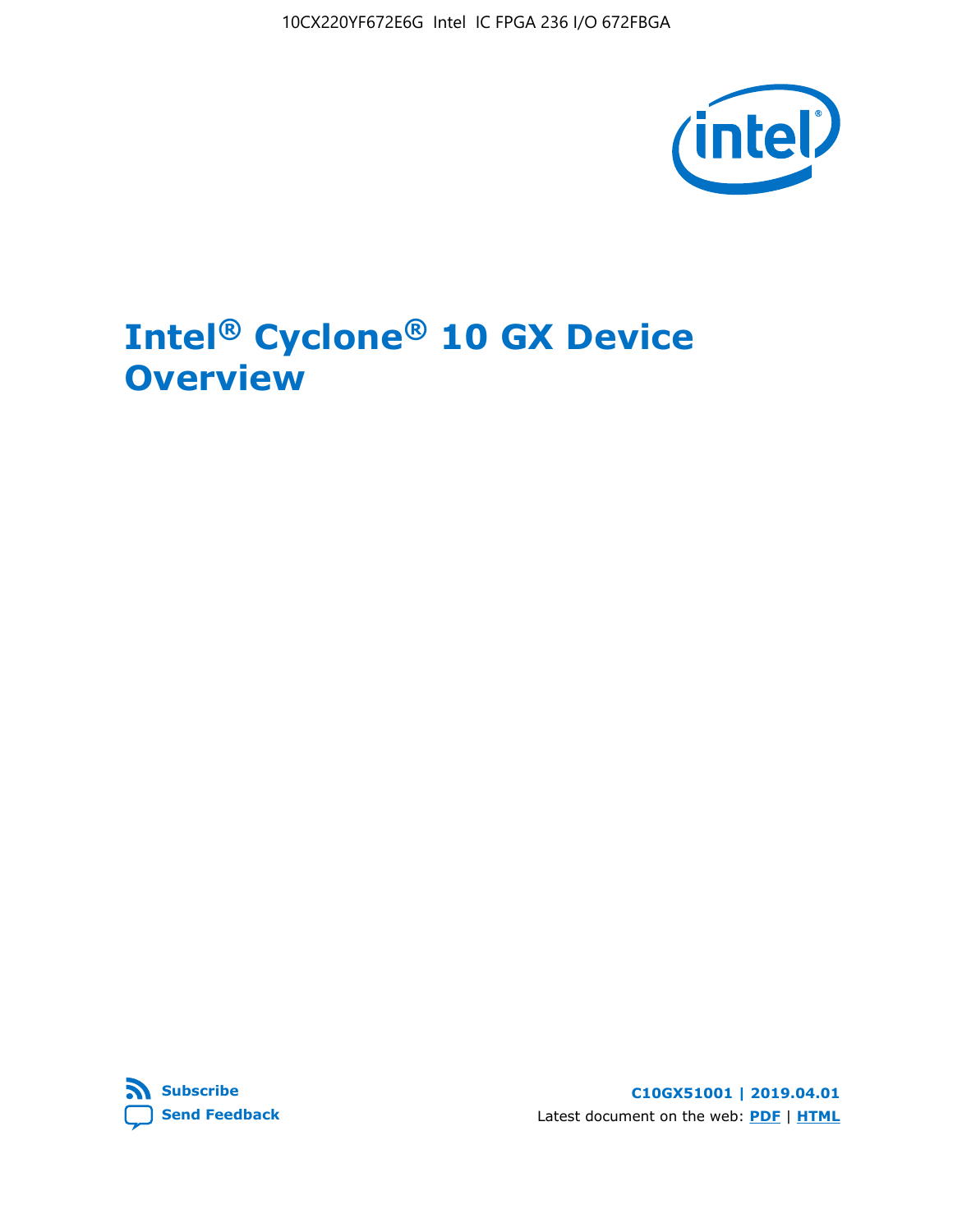# Intel® Cyclone® 10 GX Device Overview

C10GX51001 | 2019.04.01

Latest document on the web: **PDF** | **HTML**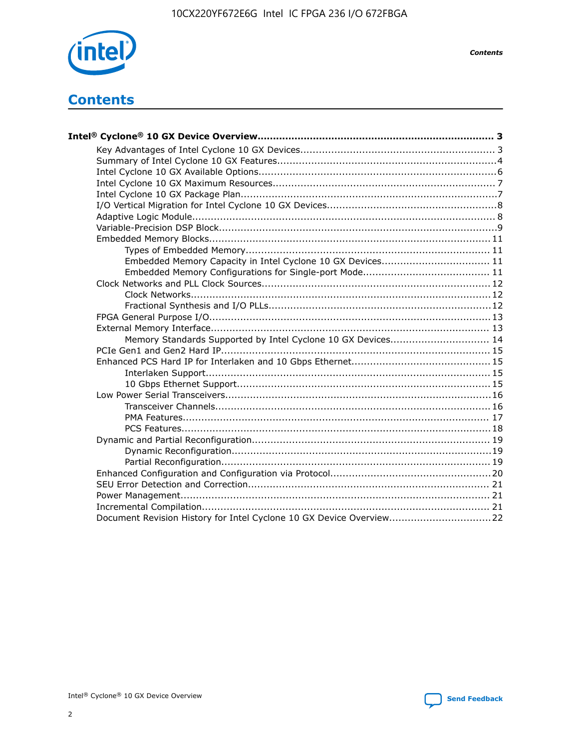# Contents

**Intel® Cyclone® 10 GX Device Overview............................................................................ 3**

- Key Advantages of Intel Cyclone 10 GX Devices............................................................... 3
- Summary of Intel Cyclone 10 GX Features......................................................................4
- Intel Cyclone 10 GX Available Options............................................................................6
- Intel Cyclone 10 GX Maximum Resources....................................................................... 7
- Intel Cyclone 10 GX Package Plan..................................................................................7
- I/O Vertical Migration for Intel Cyclone 10 GX Devices......................................................8
- Adaptive Logic Module................................................................................................. 8
- Variable-Precision DSP Block.........................................................................................9
- Embedded Memory Blocks.......................................................................................... 11
    - Types of Embedded Memory............................................................................... 11
    - Embedded Memory Capacity in Intel Cyclone 10 GX Devices.................................. 11
    - Embedded Memory Configurations for Single-port Mode........................................ 11
- Clock Networks and PLL Clock Sources.........................................................................12
    - Clock Networks................................................................................................12
    - Fractional Synthesis and I/O PLLs.......................................................................12
- FPGA General Purpose I/O..........................................................................................13
- External Memory Interface......................................................................................... 13
    - Memory Standards Supported by Intel Cyclone 10 GX Devices............................... 14
- PCIe Gen1 and Gen2 Hard IP...................................................................................... 15
- Enhanced PCS Hard IP for Interlaken and 10 Gbps Ethernet............................................ 15
    - Interlaken Support........................................................................................... 15
    - 10 Gbps Ethernet Support................................................................................. 15
- Low Power Serial Transceivers.....................................................................................16
    - Transceiver Channels........................................................................................ 16
    - PMA Features.................................................................................................. 17
    - PCS Features...................................................................................................18
- Dynamic and Partial Reconfiguration............................................................................ 19
    - Dynamic Reconfiguration...................................................................................19
    - Partial Reconfiguration......................................................................................19
- Enhanced Configuration and Configuration via Protocol...................................................20
- SEU Error Detection and Correction............................................................................. 21
- Power Management................................................................................................... 21
- Incremental Compilation............................................................................................ 21
- Document Revision History for Intel Cyclone 10 GX Device Overview................................22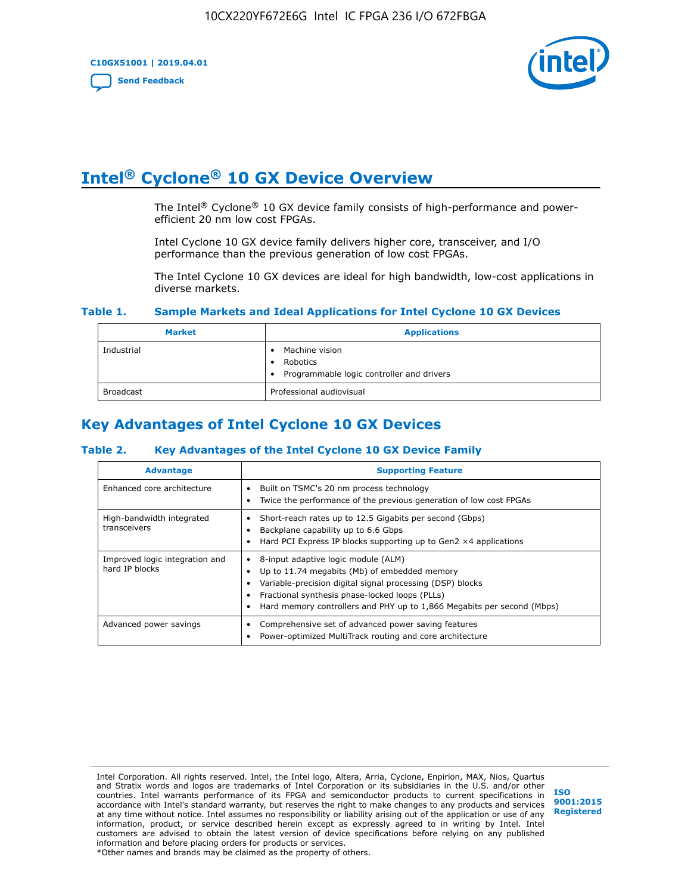# Intel® Cyclone® 10 GX Device Overview

The Intel® Cyclone® 10 GX device family consists of high-performance and power-efficient 20 nm low cost FPGAs.

Intel Cyclone 10 GX device family delivers higher core, transceiver, and I/O performance than the previous generation of low cost FPGAs.

The Intel Cyclone 10 GX devices are ideal for high bandwidth, low-cost applications in diverse markets.

**Table 1. Sample Markets and Ideal Applications for Intel Cyclone 10 GX Devices**

| Market | Applications |
|---|---|
| Industrial | • Machine vision<br>• Robotics<br>• Programmable logic controller and drivers |
| Broadcast | Professional audiovisual |

## Key Advantages of Intel Cyclone 10 GX Devices

**Table 2. Key Advantages of the Intel Cyclone 10 GX Device Family**

| Advantage | Supporting Feature |
|---|---|
| Enhanced core architecture | • Built on TSMC's 20 nm process technology<br>• Twice the performance of the previous generation of low cost FPGAs |
| High-bandwidth integrated transceivers | • Short-reach rates up to 12.5 Gigabits per second (Gbps)<br>• Backplane capability up to 6.6 Gbps<br>• Hard PCI Express IP blocks supporting up to Gen2 ×4 applications |
| Improved logic integration and hard IP blocks | • 8-input adaptive logic module (ALM)<br>• Up to 11.74 megabits (Mb) of embedded memory<br>• Variable-precision digital signal processing (DSP) blocks<br>• Fractional synthesis phase-locked loops (PLLs)<br>• Hard memory controllers and PHY up to 1,866 Megabits per second (Mbps) |
| Advanced power savings | • Comprehensive set of advanced power saving features<br>• Power-optimized MultiTrack routing and core architecture |

Intel Corporation. All rights reserved. Intel, the Intel logo, Altera, Arria, Cyclone, Enpirion, MAX, Nios, Quartus and Stratix words and logos are trademarks of Intel Corporation or its subsidiaries in the U.S. and/or other countries. Intel warrants performance of its FPGA and semiconductor products to current specifications in accordance with Intel's standard warranty, but reserves the right to make changes to any products and services at any time without notice. Intel assumes no responsibility or liability arising out of the application or use of any information, product, or service described herein except as expressly agreed to in writing by Intel. Intel customers are advised to obtain the latest version of device specifications before relying on any published information and before placing orders for products or services.
*Other names and brands may be claimed as the property of others.

ISO 9001:2015 Registered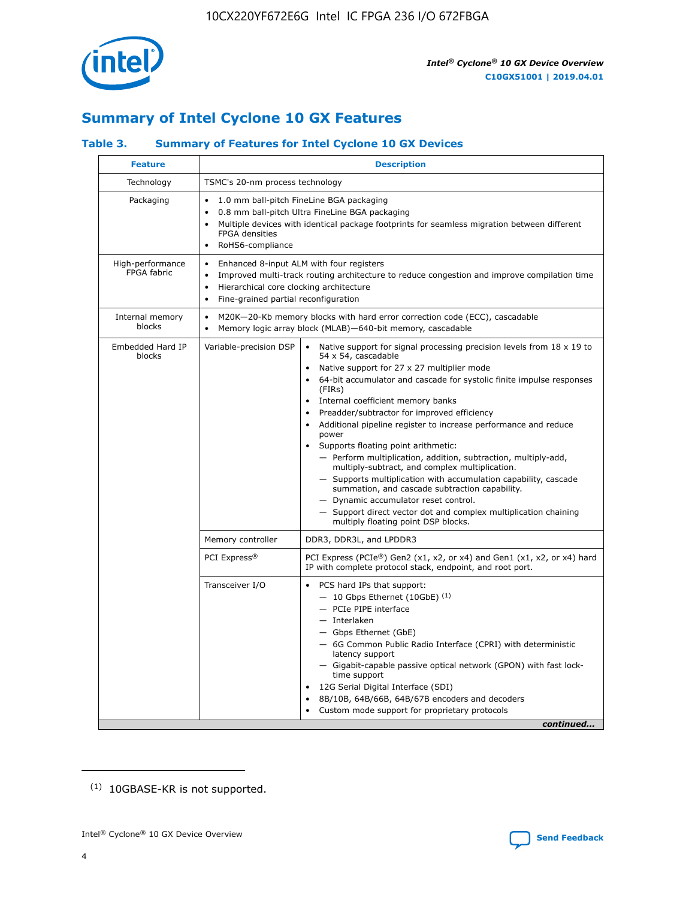## Summary of Intel Cyclone 10 GX Features

### Table 3. Summary of Features for Intel Cyclone 10 GX Devices

| Feature | Description | |
|---|---|---|
| Technology | TSMC's 20-nm process technology | |
| Packaging | • 1.0 mm ball-pitch FineLine BGA packaging<br>• 0.8 mm ball-pitch Ultra FineLine BGA packaging<br>• Multiple devices with identical package footprints for seamless migration between different FPGA densities<br>• RoHS6-compliance | |
| High-performance FPGA fabric | • Enhanced 8-input ALM with four registers<br>• Improved multi-track routing architecture to reduce congestion and improve compilation time<br>• Hierarchical core clocking architecture<br>• Fine-grained partial reconfiguration | |
| Internal memory blocks | • M20K—20-Kb memory blocks with hard error correction code (ECC), cascadable<br>• Memory logic array block (MLAB)—640-bit memory, cascadable | |
| Embedded Hard IP blocks | Variable-precision DSP | • Native support for signal processing precision levels from 18 x 19 to 54 x 54, cascadable<br>• Native support for 27 x 27 multiplier mode<br>• 64-bit accumulator and cascade for systolic finite impulse responses (FIRs)<br>• Internal coefficient memory banks<br>• Preadder/subtractor for improved efficiency<br>• Additional pipeline register to increase performance and reduce power<br>• Supports floating point arithmetic:<br>— Perform multiplication, addition, subtraction, multiply-add, multiply-subtract, and complex multiplication.<br>— Supports multiplication with accumulation capability, cascade summation, and cascade subtraction capability.<br>— Dynamic accumulator reset control.<br>— Support direct vector dot and complex multiplication chaining multiply floating point DSP blocks. |
| | Memory controller | DDR3, DDR3L, and LPDDR3 |
| | PCI Express® | PCI Express (PCIe®) Gen2 (x1, x2, or x4) and Gen1 (x1, x2, or x4) hard IP with complete protocol stack, endpoint, and root port. |
| | Transceiver I/O | • PCS hard IPs that support:<br>— 10 Gbps Ethernet (10GbE) [(1)]<br>— PCIe PIPE interface<br>— Interlaken<br>— Gbps Ethernet (GbE)<br>— 6G Common Public Radio Interface (CPRI) with deterministic latency support<br>— Gigabit-capable passive optical network (GPON) with fast lock-time support<br>• 12G Serial Digital Interface (SDI)<br>• 8B/10B, 64B/66B, 64B/67B encoders and decoders<br>• Custom mode support for proprietary protocols |

*continued...*

(1) 10GBASE-KR is not supported.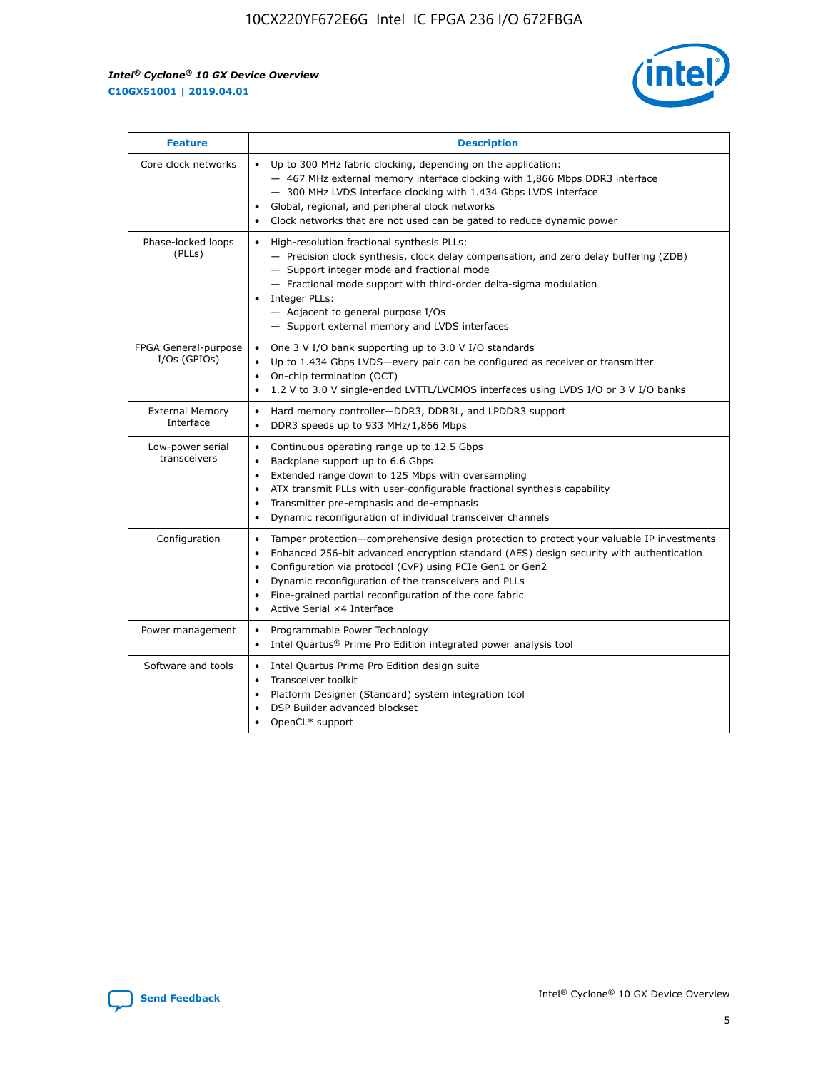| Feature | Description |
| --- | --- |
| Core clock networks | • Up to 300 MHz fabric clocking, depending on the application:<br>— 467 MHz external memory interface clocking with 1,866 Mbps DDR3 interface<br>— 300 MHz LVDS interface clocking with 1.434 Gbps LVDS interface<br>• Global, regional, and peripheral clock networks<br>• Clock networks that are not used can be gated to reduce dynamic power |
| Phase-locked loops (PLLs) | • High-resolution fractional synthesis PLLs:<br>— Precision clock synthesis, clock delay compensation, and zero delay buffering (ZDB)<br>— Support integer mode and fractional mode<br>— Fractional mode support with third-order delta-sigma modulation<br>• Integer PLLs:<br>— Adjacent to general purpose I/Os<br>— Support external memory and LVDS interfaces |
| FPGA General-purpose I/Os (GPIOs) | • One 3 V I/O bank supporting up to 3.0 V I/O standards<br>• Up to 1.434 Gbps LVDS—every pair can be configured as receiver or transmitter<br>• On-chip termination (OCT)<br>• 1.2 V to 3.0 V single-ended LVTTL/LVCMOS interfaces using LVDS I/O or 3 V I/O banks |
| External Memory Interface | • Hard memory controller—DDR3, DDR3L, and LPDDR3 support<br>• DDR3 speeds up to 933 MHz/1,866 Mbps |
| Low-power serial transceivers | • Continuous operating range up to 12.5 Gbps<br>• Backplane support up to 6.6 Gbps<br>• Extended range down to 125 Mbps with oversampling<br>• ATX transmit PLLs with user-configurable fractional synthesis capability<br>• Transmitter pre-emphasis and de-emphasis<br>• Dynamic reconfiguration of individual transceiver channels |
| Configuration | • Tamper protection—comprehensive design protection to protect your valuable IP investments<br>• Enhanced 256-bit advanced encryption standard (AES) design security with authentication<br>• Configuration via protocol (CvP) using PCIe Gen1 or Gen2<br>• Dynamic reconfiguration of the transceivers and PLLs<br>• Fine-grained partial reconfiguration of the core fabric<br>• Active Serial ×4 Interface |
| Power management | • Programmable Power Technology<br>• Intel Quartus® Prime Pro Edition integrated power analysis tool |
| Software and tools | • Intel Quartus Prime Pro Edition design suite<br>• Transceiver toolkit<br>• Platform Designer (Standard) system integration tool<br>• DSP Builder advanced blockset<br>• OpenCL* support |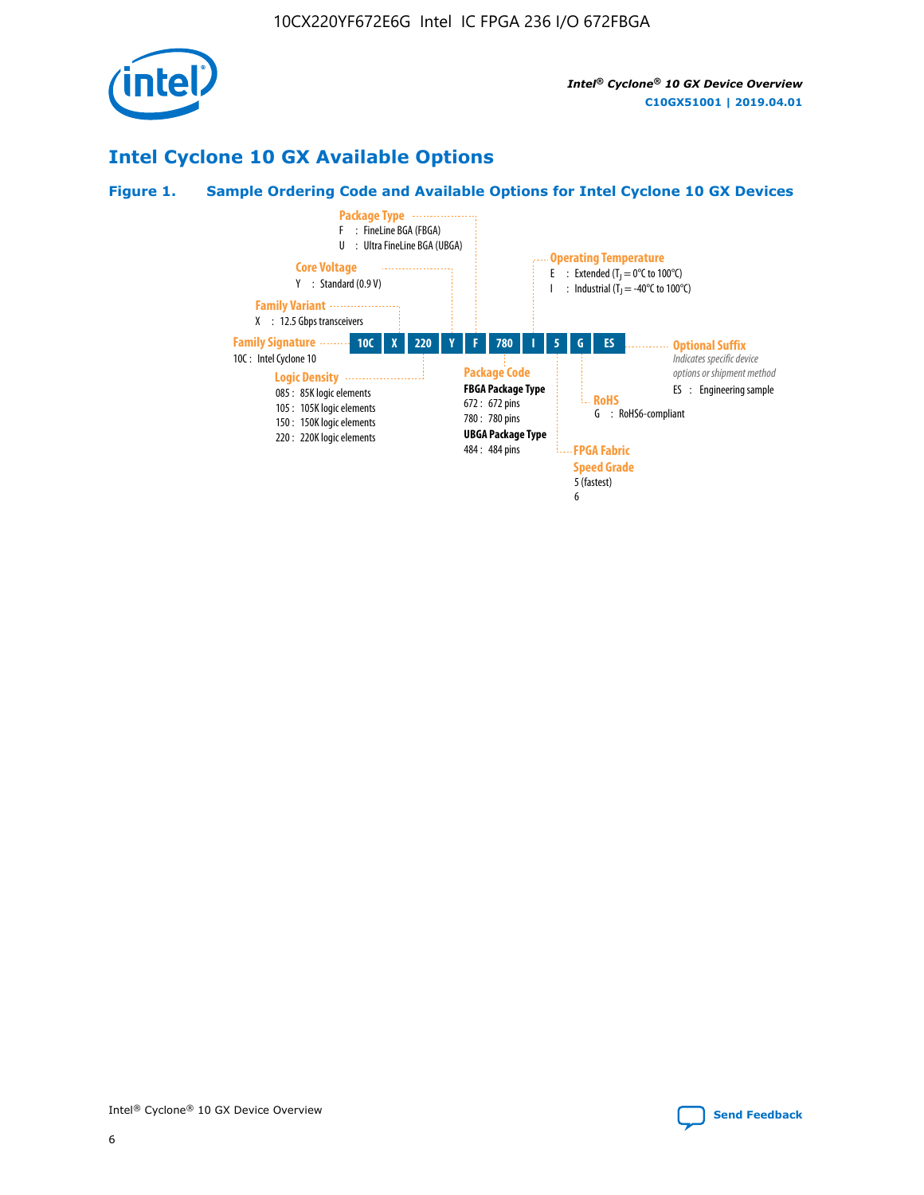## Intel Cyclone 10 GX Available Options

**Figure 1. Sample Ordering Code and Available Options for Intel Cyclone 10 GX Devices**

| 10C | X | 220 | Y | F | 780 | I | 5 | G | ES |
|---|---|---|---|---|---|---|---|---|---|

**Family Signature**
10C : Intel Cyclone 10

**Family Variant**
X : 12.5 Gbps transceivers

**Logic Density**
085 : 85K logic elements
105 : 105K logic elements
150 : 150K logic elements
220 : 220K logic elements

**Core Voltage**
Y : Standard (0.9 V)

**Package Type**
F : FineLine BGA (FBGA)
U : Ultra FineLine BGA (UBGA)

**Package Code**
**FBGA Package Type**
672 : 672 pins
780 : 780 pins
**UBGA Package Type**
484 : 484 pins

**Operating Temperature**
E : Extended ($T_J$ = 0°C to 100°C)
I : Industrial ($T_J$ = -40°C to 100°C)

**FPGA Fabric Speed Grade**
5 (fastest)
6

**RoHS**
G : RoHS6-compliant

**Optional Suffix**
*Indicates specific device options or shipment method*
ES : Engineering sample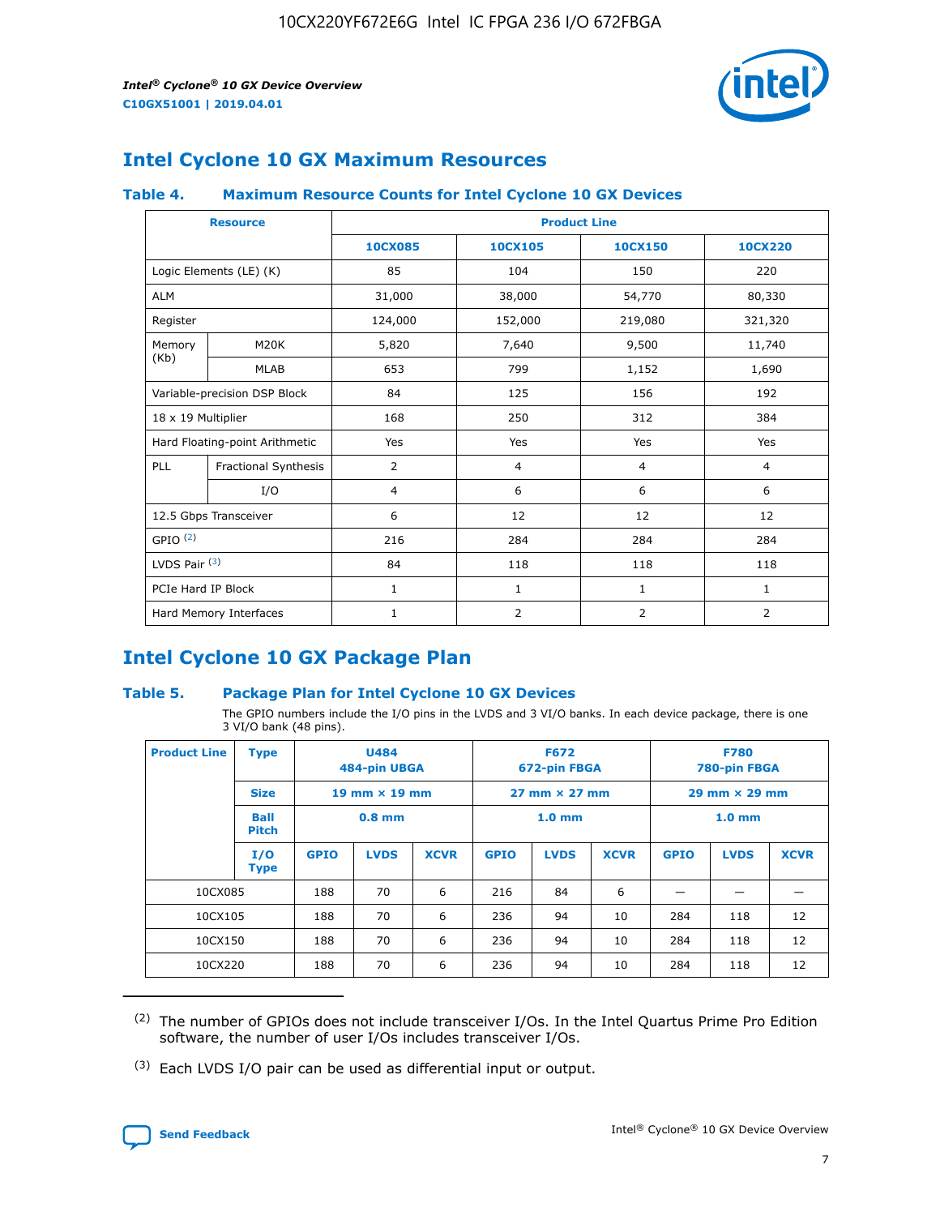## Intel Cyclone 10 GX Maximum Resources

### Table 4. Maximum Resource Counts for Intel Cyclone 10 GX Devices

| Resource | | Product Line | | | |
|---|---|---|---|---|---|
| | | 10CX085 | 10CX105 | 10CX150 | 10CX220 |
| Logic Elements (LE) (K) | | 85 | 104 | 150 | 220 |
| ALM | | 31,000 | 38,000 | 54,770 | 80,330 |
| Register | | 124,000 | 152,000 | 219,080 | 321,320 |
| Memory (Kb) | M20K | 5,820 | 7,640 | 9,500 | 11,740 |
| | MLAB | 653 | 799 | 1,152 | 1,690 |
| Variable-precision DSP Block | | 84 | 125 | 156 | 192 |
| 18 x 19 Multiplier | | 168 | 250 | 312 | 384 |
| Hard Floating-point Arithmetic | | Yes | Yes | Yes | Yes |
| PLL | Fractional Synthesis | 2 | 4 | 4 | 4 |
| | I/O | 4 | 6 | 6 | 6 |
| 12.5 Gbps Transceiver | | 6 | 12 | 12 | 12 |
| GPIO [(2)] | | 216 | 284 | 284 | 284 |
| LVDS Pair [(3)] | | 84 | 118 | 118 | 118 |
| PCIe Hard IP Block | | 1 | 1 | 1 | 1 |
| Hard Memory Interfaces | | 1 | 2 | 2 | 2 |

## Intel Cyclone 10 GX Package Plan

### Table 5. Package Plan for Intel Cyclone 10 GX Devices

The GPIO numbers include the I/O pins in the LVDS and 3 VI/O banks. In each device package, there is one 3 VI/O bank (48 pins).

| Product Line | Type | U484 484-pin UBGA | | | F672 672-pin FBGA | | | F780 780-pin FBGA | | |
|---|---|---|---|---|---|---|---|---|---|---|
| | Size | 19 mm × 19 mm | | | 27 mm × 27 mm | | | 29 mm × 29 mm | | |
| | Ball Pitch | 0.8 mm | | | 1.0 mm | | | 1.0 mm | | |
| | I/O Type | GPIO | LVDS | XCVR | GPIO | LVDS | XCVR | GPIO | LVDS | XCVR |
| 10CX085 | | 188 | 70 | 6 | 216 | 84 | 6 | — | — | — |
| 10CX105 | | 188 | 70 | 6 | 236 | 94 | 10 | 284 | 118 | 12 |
| 10CX150 | | 188 | 70 | 6 | 236 | 94 | 10 | 284 | 118 | 12 |
| 10CX220 | | 188 | 70 | 6 | 236 | 94 | 10 | 284 | 118 | 12 |

(2) The number of GPIOs does not include transceiver I/Os. In the Intel Quartus Prime Pro Edition software, the number of user I/Os includes transceiver I/Os.

(3) Each LVDS I/O pair can be used as differential input or output.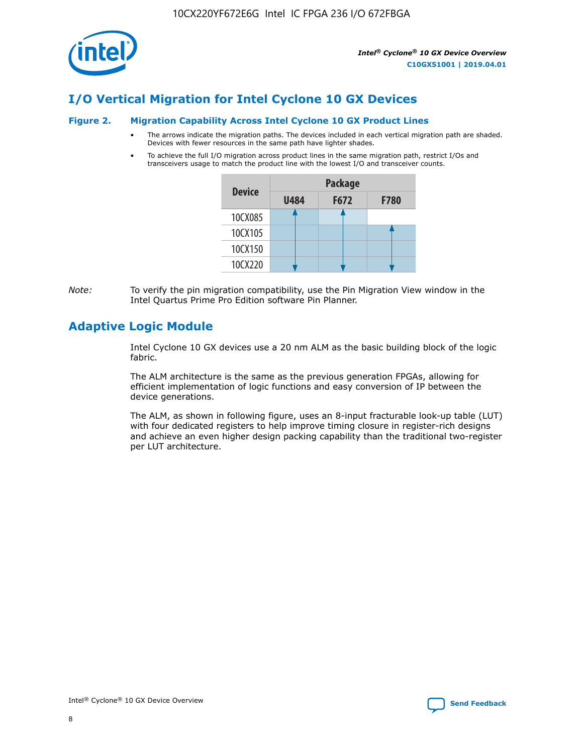# I/O Vertical Migration for Intel Cyclone 10 GX Devices

**Figure 2. Migration Capability Across Intel Cyclone 10 GX Product Lines**

- The arrows indicate the migration paths. The devices included in each vertical migration path are shaded. Devices with fewer resources in the same path have lighter shades.
- To achieve the full I/O migration across product lines in the same migration path, restrict I/Os and transceivers usage to match the product line with the lowest I/O and transceiver counts.

| Device | Package | | |
|---|---|---|---|
| | U484 | F672 | F780 |
| 10CX085 | ✓ | ✓ | |
| 10CX105 | ✓ | ✓ | ✓ |
| 10CX150 | ✓ | ✓ | ✓ |
| 10CX220 | ✓ | ✓ | ✓ |

*Note:* To verify the pin migration compatibility, use the Pin Migration View window in the Intel Quartus Prime Pro Edition software Pin Planner.

# Adaptive Logic Module

Intel Cyclone 10 GX devices use a 20 nm ALM as the basic building block of the logic fabric.

The ALM architecture is the same as the previous generation FPGAs, allowing for efficient implementation of logic functions and easy conversion of IP between the device generations.

The ALM, as shown in following figure, uses an 8-input fracturable look-up table (LUT) with four dedicated registers to help improve timing closure in register-rich designs and achieve an even higher design packing capability than the traditional two-register per LUT architecture.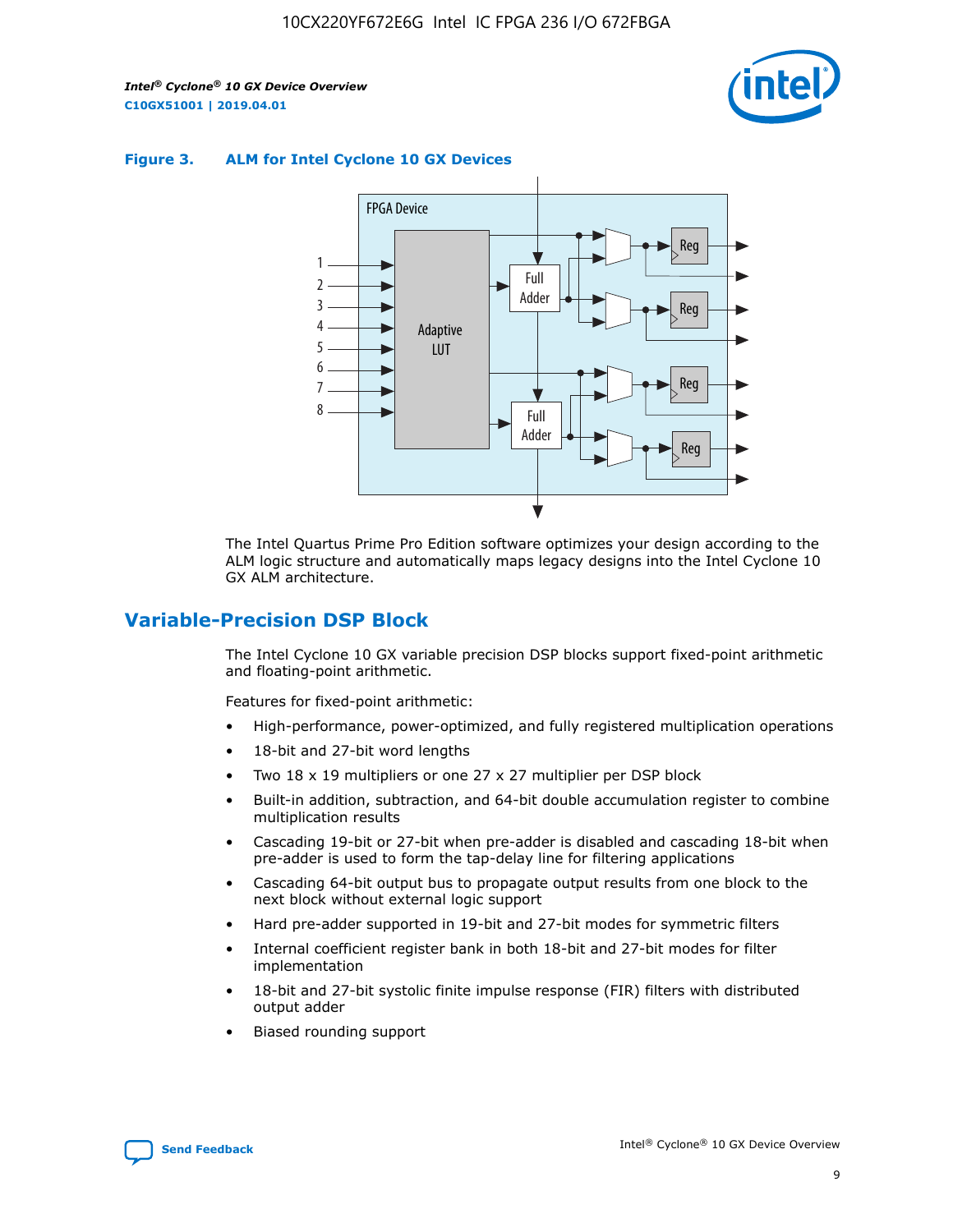**Figure 3. ALM for Intel Cyclone 10 GX Devices**

The Intel Quartus Prime Pro Edition software optimizes your design according to the ALM logic structure and automatically maps legacy designs into the Intel Cyclone 10 GX ALM architecture.

## Variable-Precision DSP Block

The Intel Cyclone 10 GX variable precision DSP blocks support fixed-point arithmetic and floating-point arithmetic.

Features for fixed-point arithmetic:

- High-performance, power-optimized, and fully registered multiplication operations
- 18-bit and 27-bit word lengths
- Two 18 x 19 multipliers or one 27 x 27 multiplier per DSP block
- Built-in addition, subtraction, and 64-bit double accumulation register to combine multiplication results
- Cascading 19-bit or 27-bit when pre-adder is disabled and cascading 18-bit when pre-adder is used to form the tap-delay line for filtering applications
- Cascading 64-bit output bus to propagate output results from one block to the next block without external logic support
- Hard pre-adder supported in 19-bit and 27-bit modes for symmetric filters
- Internal coefficient register bank in both 18-bit and 27-bit modes for filter implementation
- 18-bit and 27-bit systolic finite impulse response (FIR) filters with distributed output adder
- Biased rounding support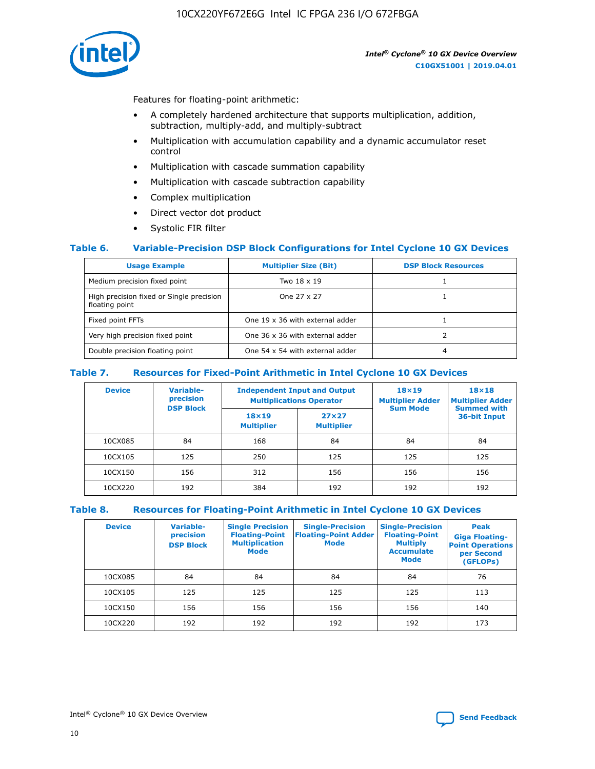Features for floating-point arithmetic:

- A completely hardened architecture that supports multiplication, addition, subtraction, multiply-add, and multiply-subtract
- Multiplication with accumulation capability and a dynamic accumulator reset control
- Multiplication with cascade summation capability
- Multiplication with cascade subtraction capability
- Complex multiplication
- Direct vector dot product
- Systolic FIR filter

### Table 6. Variable-Precision DSP Block Configurations for Intel Cyclone 10 GX Devices

| Usage Example | Multiplier Size (Bit) | DSP Block Resources |
|---|---|---|
| Medium precision fixed point | Two 18 x 19 | 1 |
| High precision fixed or Single precision floating point | One 27 x 27 | 1 |
| Fixed point FFTs | One 19 x 36 with external adder | 1 |
| Very high precision fixed point | One 36 x 36 with external adder | 2 |
| Double precision floating point | One 54 x 54 with external adder | 4 |

### Table 7. Resources for Fixed-Point Arithmetic in Intel Cyclone 10 GX Devices

| Device | Variable-precision DSP Block | Independent Input and Output Multiplications Operator | | 18×19 Multiplier Adder Sum Mode | 18×18 Multiplier Adder Summed with 36-bit Input |
|---|---|---|---|---|---|
| | | 18×19 Multiplier | 27×27 Multiplier | | |
| 10CX085 | 84 | 168 | 84 | 84 | 84 |
| 10CX105 | 125 | 250 | 125 | 125 | 125 |
| 10CX150 | 156 | 312 | 156 | 156 | 156 |
| 10CX220 | 192 | 384 | 192 | 192 | 192 |

### Table 8. Resources for Floating-Point Arithmetic in Intel Cyclone 10 GX Devices

| Device | Variable-precision DSP Block | Single Precision Floating-Point Multiplication Mode | Single-Precision Floating-Point Adder Mode | Single-Precision Floating-Point Multiply Accumulate Mode | Peak Giga Floating-Point Operations per Second (GFLOPs) |
|---|---|---|---|---|---|
| 10CX085 | 84 | 84 | 84 | 84 | 76 |
| 10CX105 | 125 | 125 | 125 | 125 | 113 |
| 10CX150 | 156 | 156 | 156 | 156 | 140 |
| 10CX220 | 192 | 192 | 192 | 192 | 173 |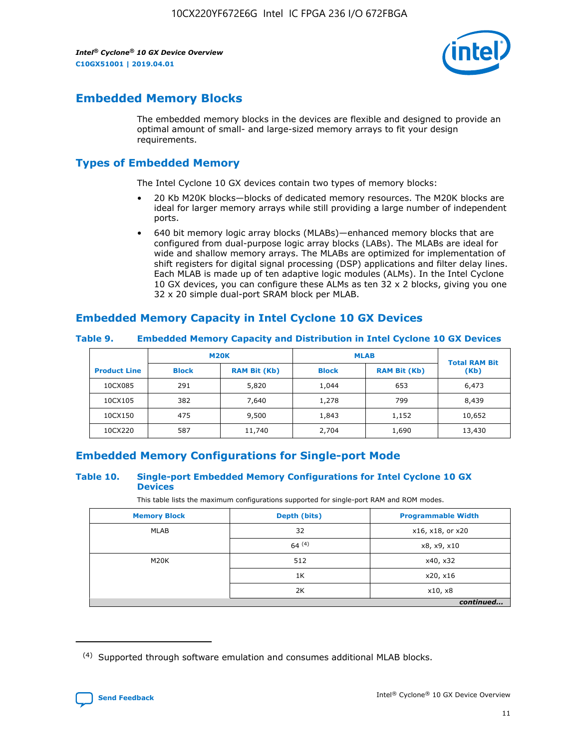## Embedded Memory Blocks

The embedded memory blocks in the devices are flexible and designed to provide an optimal amount of small- and large-sized memory arrays to fit your design requirements.

## Types of Embedded Memory

The Intel Cyclone 10 GX devices contain two types of memory blocks:

- 20 Kb M20K blocks—blocks of dedicated memory resources. The M20K blocks are ideal for larger memory arrays while still providing a large number of independent ports.
- 640 bit memory logic array blocks (MLABs)—enhanced memory blocks that are configured from dual-purpose logic array blocks (LABs). The MLABs are ideal for wide and shallow memory arrays. The MLABs are optimized for implementation of shift registers for digital signal processing (DSP) applications and filter delay lines. Each MLAB is made up of ten adaptive logic modules (ALMs). In the Intel Cyclone 10 GX devices, you can configure these ALMs as ten 32 x 2 blocks, giving you one 32 x 20 simple dual-port SRAM block per MLAB.

## Embedded Memory Capacity in Intel Cyclone 10 GX Devices

**Table 9. Embedded Memory Capacity and Distribution in Intel Cyclone 10 GX Devices**

| Product Line | M20K | | MLAB | | Total RAM Bit (Kb) |
|---|---|---|---|---|---|
| | Block | RAM Bit (Kb) | Block | RAM Bit (Kb) | |
| 10CX085 | 291 | 5,820 | 1,044 | 653 | 6,473 |
| 10CX105 | 382 | 7,640 | 1,278 | 799 | 8,439 |
| 10CX150 | 475 | 9,500 | 1,843 | 1,152 | 10,652 |
| 10CX220 | 587 | 11,740 | 2,704 | 1,690 | 13,430 |

## Embedded Memory Configurations for Single-port Mode

**Table 10. Single-port Embedded Memory Configurations for Intel Cyclone 10 GX Devices**

This table lists the maximum configurations supported for single-port RAM and ROM modes.

| Memory Block | Depth (bits) | Programmable Width |
|---|---|---|
| MLAB | 32 | x16, x18, or x20 |
| | 64 [(4)] | x8, x9, x10 |
| M20K | 512 | x40, x32 |
| | 1K | x20, x16 |
| | 2K | x10, x8 |

*continued...*

(4) Supported through software emulation and consumes additional MLAB blocks.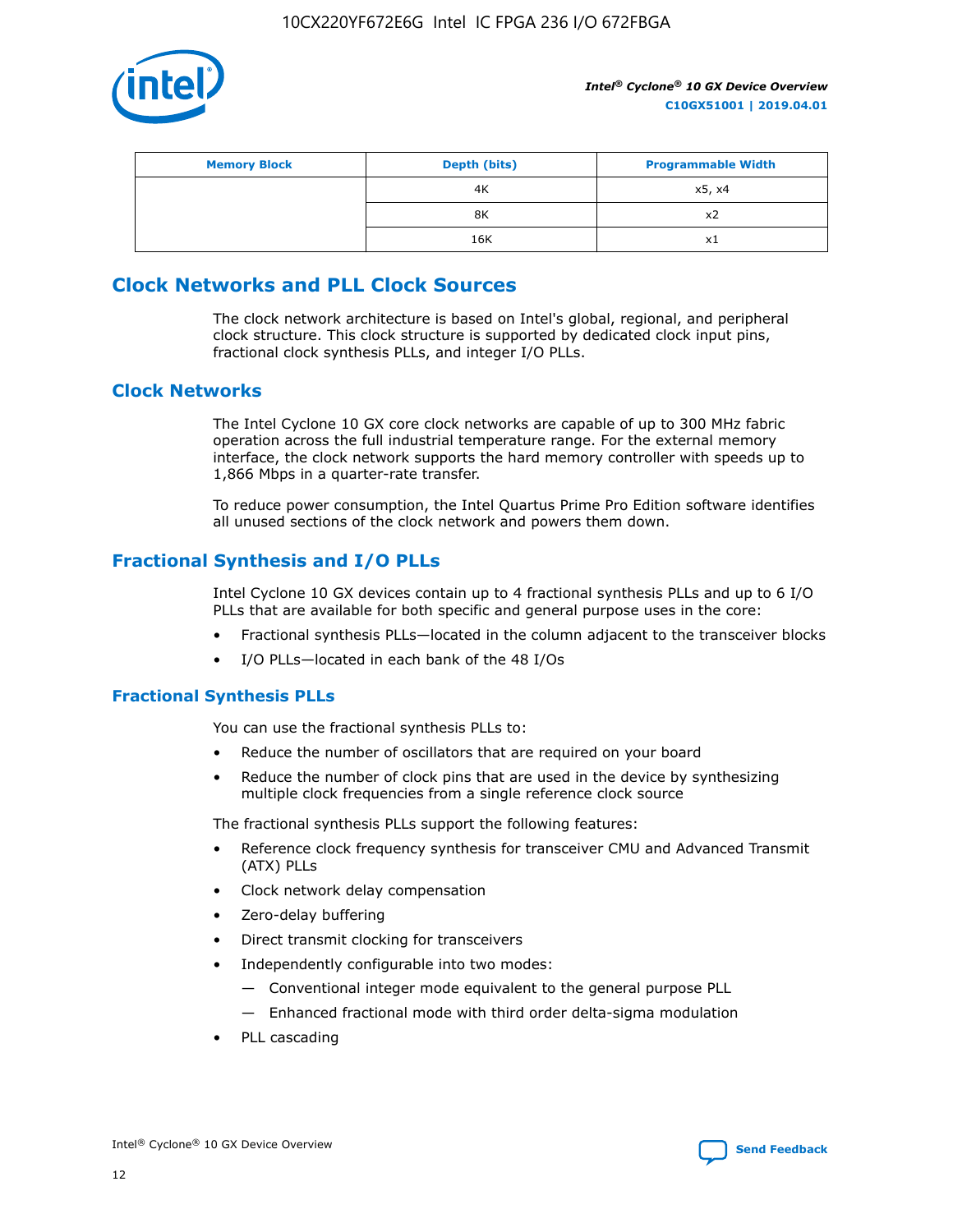| Memory Block | Depth (bits) | Programmable Width |
| --- | --- | --- |
| | 4K | x5, x4 |
| | 8K | x2 |
| | 16K | x1 |

## Clock Networks and PLL Clock Sources

The clock network architecture is based on Intel's global, regional, and peripheral clock structure. This clock structure is supported by dedicated clock input pins, fractional clock synthesis PLLs, and integer I/O PLLs.

## Clock Networks

The Intel Cyclone 10 GX core clock networks are capable of up to 300 MHz fabric operation across the full industrial temperature range. For the external memory interface, the clock network supports the hard memory controller with speeds up to 1,866 Mbps in a quarter-rate transfer.

To reduce power consumption, the Intel Quartus Prime Pro Edition software identifies all unused sections of the clock network and powers them down.

## Fractional Synthesis and I/O PLLs

Intel Cyclone 10 GX devices contain up to 4 fractional synthesis PLLs and up to 6 I/O PLLs that are available for both specific and general purpose uses in the core:

- Fractional synthesis PLLs—located in the column adjacent to the transceiver blocks
- I/O PLLs—located in each bank of the 48 I/Os

## Fractional Synthesis PLLs

You can use the fractional synthesis PLLs to:

- Reduce the number of oscillators that are required on your board
- Reduce the number of clock pins that are used in the device by synthesizing multiple clock frequencies from a single reference clock source

The fractional synthesis PLLs support the following features:

- Reference clock frequency synthesis for transceiver CMU and Advanced Transmit (ATX) PLLs
- Clock network delay compensation
- Zero-delay buffering
- Direct transmit clocking for transceivers
- Independently configurable into two modes:
  - Conventional integer mode equivalent to the general purpose PLL
  - Enhanced fractional mode with third order delta-sigma modulation
- PLL cascading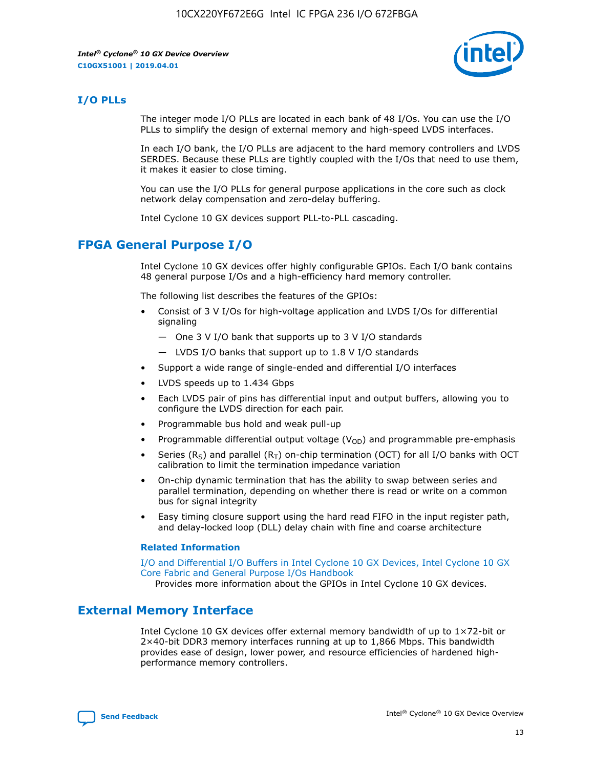## I/O PLLs

The integer mode I/O PLLs are located in each bank of 48 I/Os. You can use the I/O PLLs to simplify the design of external memory and high-speed LVDS interfaces.

In each I/O bank, the I/O PLLs are adjacent to the hard memory controllers and LVDS SERDES. Because these PLLs are tightly coupled with the I/Os that need to use them, it makes it easier to close timing.

You can use the I/O PLLs for general purpose applications in the core such as clock network delay compensation and zero-delay buffering.

Intel Cyclone 10 GX devices support PLL-to-PLL cascading.

## FPGA General Purpose I/O

Intel Cyclone 10 GX devices offer highly configurable GPIOs. Each I/O bank contains 48 general purpose I/Os and a high-efficiency hard memory controller.

The following list describes the features of the GPIOs:

- Consist of 3 V I/Os for high-voltage application and LVDS I/Os for differential signaling
  - — One 3 V I/O bank that supports up to 3 V I/O standards
  - — LVDS I/O banks that support up to 1.8 V I/O standards
- Support a wide range of single-ended and differential I/O interfaces
- LVDS speeds up to 1.434 Gbps
- Each LVDS pair of pins has differential input and output buffers, allowing you to configure the LVDS direction for each pair.
- Programmable bus hold and weak pull-up
- Programmable differential output voltage ($V_{OD}$) and programmable pre-emphasis
- Series ($R_S$) and parallel ($R_T$) on-chip termination (OCT) for all I/O banks with OCT calibration to limit the termination impedance variation
- On-chip dynamic termination that has the ability to swap between series and parallel termination, depending on whether there is read or write on a common bus for signal integrity
- Easy timing closure support using the hard read FIFO in the input register path, and delay-locked loop (DLL) delay chain with fine and coarse architecture

**Related Information**

I/O and Differential I/O Buffers in Intel Cyclone 10 GX Devices, Intel Cyclone 10 GX Core Fabric and General Purpose I/Os Handbook

Provides more information about the GPIOs in Intel Cyclone 10 GX devices.

## External Memory Interface

Intel Cyclone 10 GX devices offer external memory bandwidth of up to 1×72-bit or 2×40-bit DDR3 memory interfaces running at up to 1,866 Mbps. This bandwidth provides ease of design, lower power, and resource efficiencies of hardened high-performance memory controllers.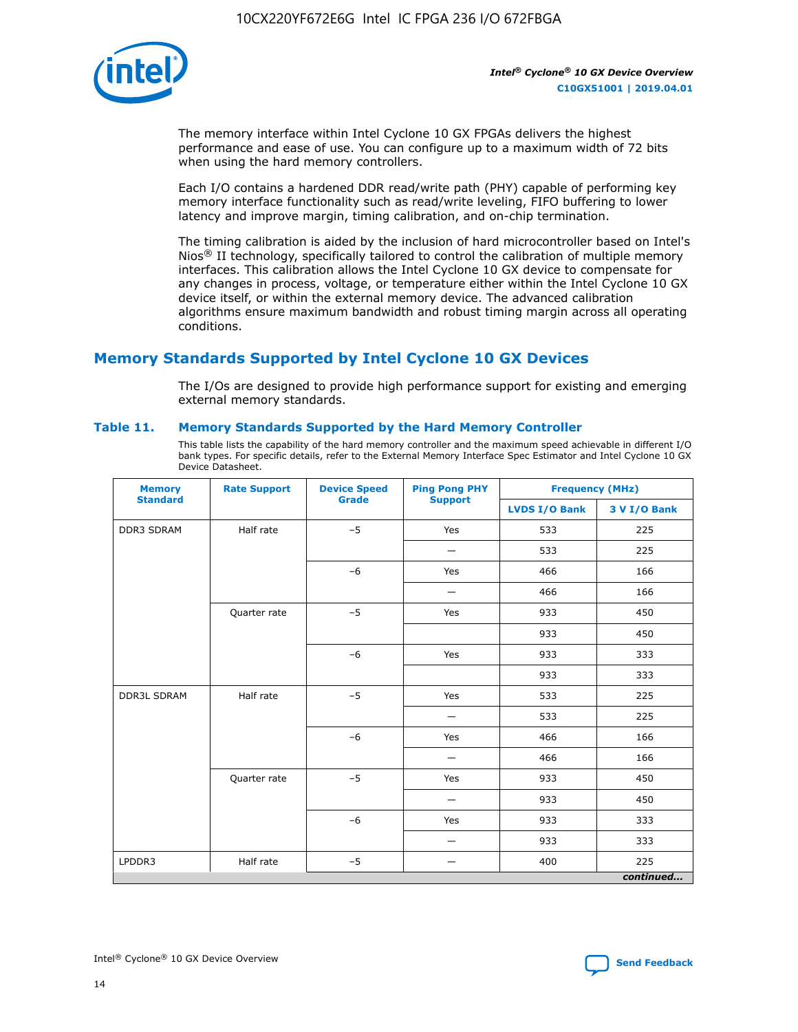The memory interface within Intel Cyclone 10 GX FPGAs delivers the highest performance and ease of use. You can configure up to a maximum width of 72 bits when using the hard memory controllers.

Each I/O contains a hardened DDR read/write path (PHY) capable of performing key memory interface functionality such as read/write leveling, FIFO buffering to lower latency and improve margin, timing calibration, and on-chip termination.

The timing calibration is aided by the inclusion of hard microcontroller based on Intel's Nios® II technology, specifically tailored to control the calibration of multiple memory interfaces. This calibration allows the Intel Cyclone 10 GX device to compensate for any changes in process, voltage, or temperature either within the Intel Cyclone 10 GX device itself, or within the external memory device. The advanced calibration algorithms ensure maximum bandwidth and robust timing margin across all operating conditions.

## Memory Standards Supported by Intel Cyclone 10 GX Devices

The I/Os are designed to provide high performance support for existing and emerging external memory standards.

### Table 11. Memory Standards Supported by the Hard Memory Controller

This table lists the capability of the hard memory controller and the maximum speed achievable in different I/O bank types. For specific details, refer to the External Memory Interface Spec Estimator and Intel Cyclone 10 GX Device Datasheet.

| Memory Standard | Rate Support | Device Speed Grade | Ping Pong PHY Support | Frequency (MHz) | |
|---|---|---|---|---|---|
| | | | | LVDS I/O Bank | 3 V I/O Bank |
| DDR3 SDRAM | Half rate | –5 | Yes | 533 | 225 |
| | | | — | 533 | 225 |
| | | –6 | Yes | 466 | 166 |
| | | | — | 466 | 166 |
| | Quarter rate | –5 | Yes | 933 | 450 |
| | | | | 933 | 450 |
| | | –6 | Yes | 933 | 333 |
| | | | | 933 | 333 |
| DDR3L SDRAM | Half rate | –5 | Yes | 533 | 225 |
| | | | — | 533 | 225 |
| | | –6 | Yes | 466 | 166 |
| | | | — | 466 | 166 |
| | Quarter rate | –5 | Yes | 933 | 450 |
| | | | — | 933 | 450 |
| | | –6 | Yes | 933 | 333 |
| | | | — | 933 | 333 |
| LPDDR3 | Half rate | –5 | — | 400 | 225 |

*continued...*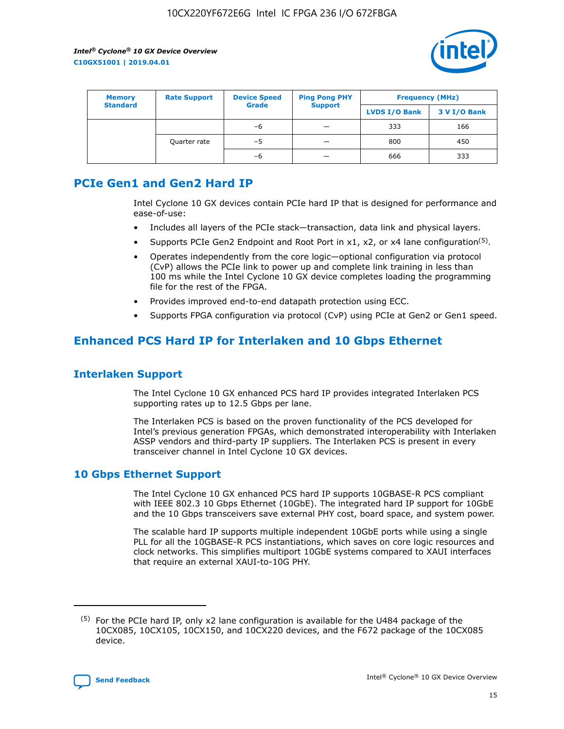| Memory Standard | Rate Support | Device Speed Grade | Ping Pong PHY Support | Frequency (MHz) | |
|---|---|---|---|---|---|
| | | | | LVDS I/O Bank | 3 V I/O Bank |
| | | –6 | — | 333 | 166 |
| | Quarter rate | –5 | — | 800 | 450 |
| | | –6 | — | 666 | 333 |

## PCIe Gen1 and Gen2 Hard IP

Intel Cyclone 10 GX devices contain PCIe hard IP that is designed for performance and ease-of-use:

- Includes all layers of the PCIe stack—transaction, data link and physical layers.
- Supports PCIe Gen2 Endpoint and Root Port in x1, x2, or x4 lane configuration[5].
- Operates independently from the core logic—optional configuration via protocol (CvP) allows the PCIe link to power up and complete link training in less than 100 ms while the Intel Cyclone 10 GX device completes loading the programming file for the rest of the FPGA.
- Provides improved end-to-end datapath protection using ECC.
- Supports FPGA configuration via protocol (CvP) using PCIe at Gen2 or Gen1 speed.

## Enhanced PCS Hard IP for Interlaken and 10 Gbps Ethernet

### Interlaken Support

The Intel Cyclone 10 GX enhanced PCS hard IP provides integrated Interlaken PCS supporting rates up to 12.5 Gbps per lane.

The Interlaken PCS is based on the proven functionality of the PCS developed for Intel's previous generation FPGAs, which demonstrated interoperability with Interlaken ASSP vendors and third-party IP suppliers. The Interlaken PCS is present in every transceiver channel in Intel Cyclone 10 GX devices.

### 10 Gbps Ethernet Support

The Intel Cyclone 10 GX enhanced PCS hard IP supports 10GBASE-R PCS compliant with IEEE 802.3 10 Gbps Ethernet (10GbE). The integrated hard IP support for 10GbE and the 10 Gbps transceivers save external PHY cost, board space, and system power.

The scalable hard IP supports multiple independent 10GbE ports while using a single PLL for all the 10GBASE-R PCS instantiations, which saves on core logic resources and clock networks. This simplifies multiport 10GbE systems compared to XAUI interfaces that require an external XAUI-to-10G PHY.

[5] For the PCIe hard IP, only x2 lane configuration is available for the U484 package of the 10CX085, 10CX105, 10CX150, and 10CX220 devices, and the F672 package of the 10CX085 device.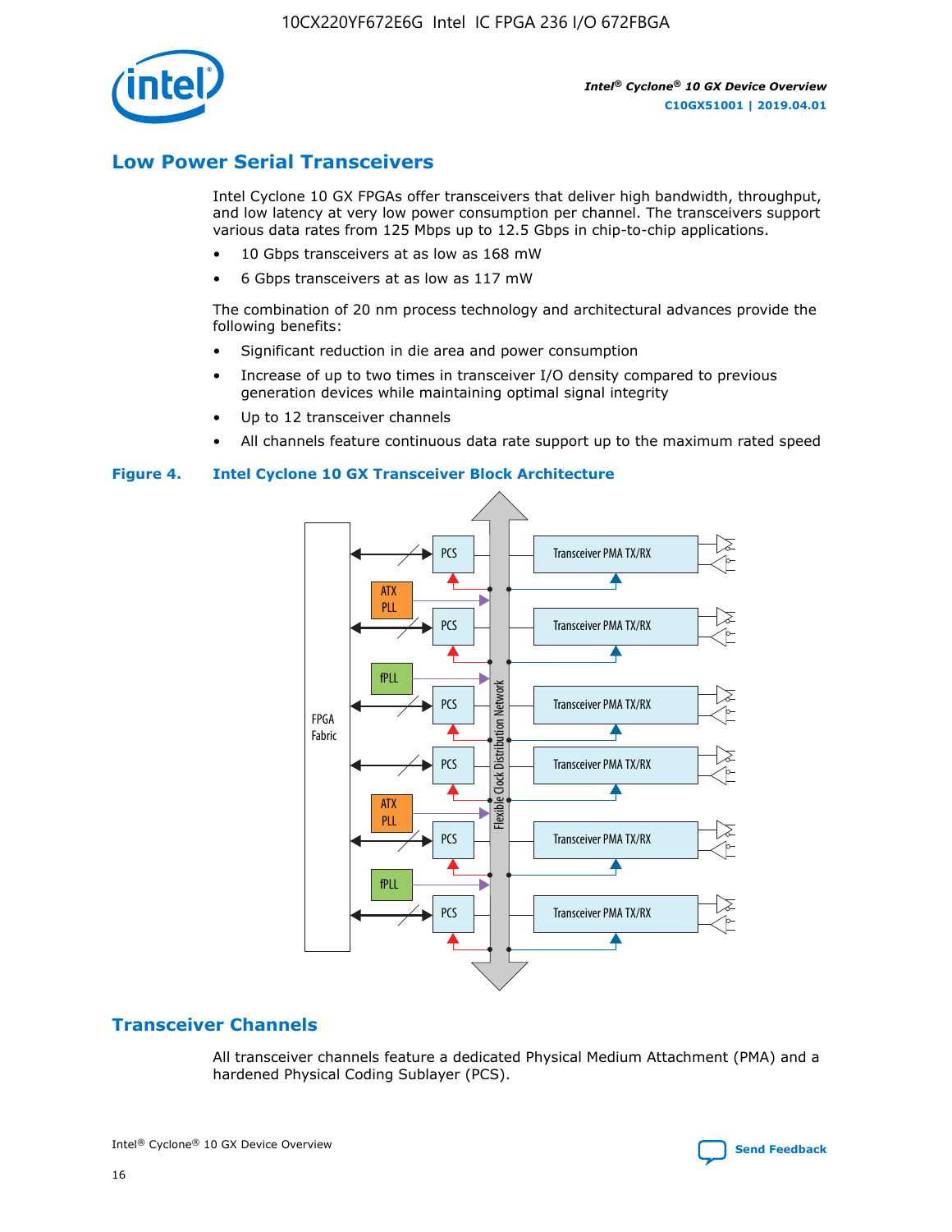## Low Power Serial Transceivers

Intel Cyclone 10 GX FPGAs offer transceivers that deliver high bandwidth, throughput, and low latency at very low power consumption per channel. The transceivers support various data rates from 125 Mbps up to 12.5 Gbps in chip-to-chip applications.

- 10 Gbps transceivers at as low as 168 mW
- 6 Gbps transceivers at as low as 117 mW

The combination of 20 nm process technology and architectural advances provide the following benefits:

- Significant reduction in die area and power consumption
- Increase of up to two times in transceiver I/O density compared to previous generation devices while maintaining optimal signal integrity
- Up to 12 transceiver channels
- All channels feature continuous data rate support up to the maximum rated speed

**Figure 4. Intel Cyclone 10 GX Transceiver Block Architecture**

## Transceiver Channels

All transceiver channels feature a dedicated Physical Medium Attachment (PMA) and a hardened Physical Coding Sublayer (PCS).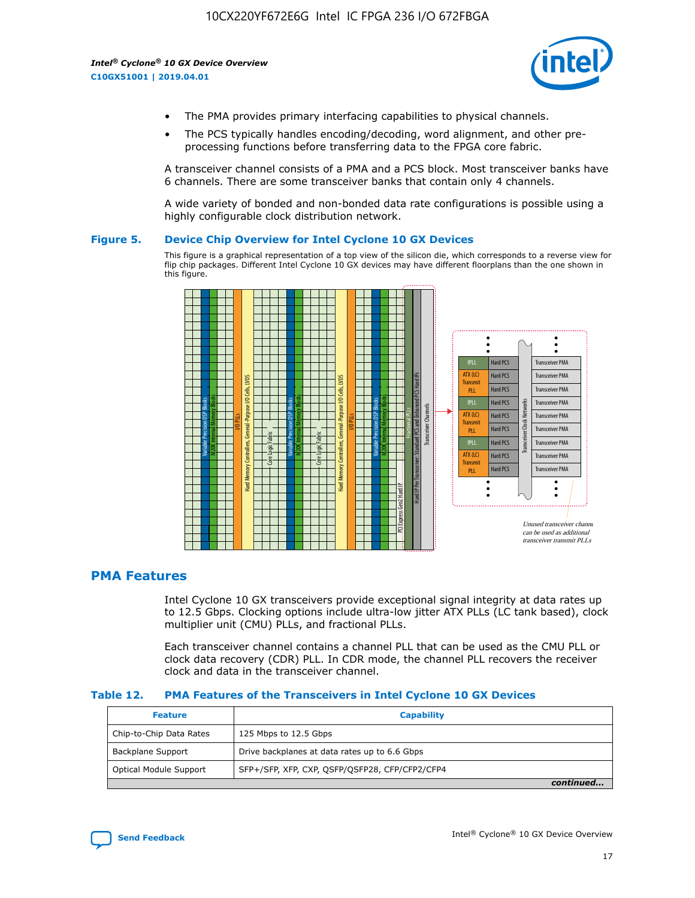- The PMA provides primary interfacing capabilities to physical channels.
- The PCS typically handles encoding/decoding, word alignment, and other pre-processing functions before transferring data to the FPGA core fabric.

A transceiver channel consists of a PMA and a PCS block. Most transceiver banks have 6 channels. There are some transceiver banks that contain only 4 channels.

A wide variety of bonded and non-bonded data rate configurations is possible using a highly configurable clock distribution network.

**Figure 5. Device Chip Overview for Intel Cyclone 10 GX Devices**

This figure is a graphical representation of a top view of the silicon die, which corresponds to a reverse view for flip chip packages. Different Intel Cyclone 10 GX devices may have different floorplans than the one shown in this figure.

## PMA Features

Intel Cyclone 10 GX transceivers provide exceptional signal integrity at data rates up to 12.5 Gbps. Clocking options include ultra-low jitter ATX PLLs (LC tank based), clock multiplier unit (CMU) PLLs, and fractional PLLs.

Each transceiver channel contains a channel PLL that can be used as the CMU PLL or clock data recovery (CDR) PLL. In CDR mode, the channel PLL recovers the receiver clock and data in the transceiver channel.

**Table 12. PMA Features of the Transceivers in Intel Cyclone 10 GX Devices**

| Feature | Capability |
|---|---|
| Chip-to-Chip Data Rates | 125 Mbps to 12.5 Gbps |
| Backplane Support | Drive backplanes at data rates up to 6.6 Gbps |
| Optical Module Support | SFP+/SFP, XFP, CXP, QSFP/QSFP28, CFP/CFP2/CFP4 |

*continued...*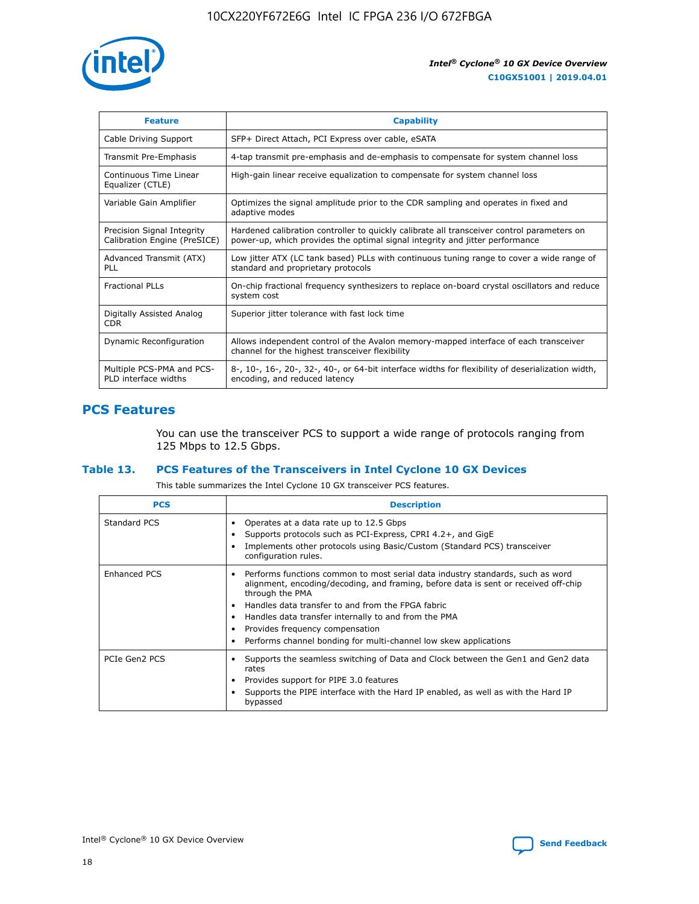| Feature | Capability |
| --- | --- |
| Cable Driving Support | SFP+ Direct Attach, PCI Express over cable, eSATA |
| Transmit Pre-Emphasis | 4-tap transmit pre-emphasis and de-emphasis to compensate for system channel loss |
| Continuous Time Linear Equalizer (CTLE) | High-gain linear receive equalization to compensate for system channel loss |
| Variable Gain Amplifier | Optimizes the signal amplitude prior to the CDR sampling and operates in fixed and adaptive modes |
| Precision Signal Integrity Calibration Engine (PreSICE) | Hardened calibration controller to quickly calibrate all transceiver control parameters on power-up, which provides the optimal signal integrity and jitter performance |
| Advanced Transmit (ATX) PLL | Low jitter ATX (LC tank based) PLLs with continuous tuning range to cover a wide range of standard and proprietary protocols |
| Fractional PLLs | On-chip fractional frequency synthesizers to replace on-board crystal oscillators and reduce system cost |
| Digitally Assisted Analog CDR | Superior jitter tolerance with fast lock time |
| Dynamic Reconfiguration | Allows independent control of the Avalon memory-mapped interface of each transceiver channel for the highest transceiver flexibility |
| Multiple PCS-PMA and PCS-PLD interface widths | 8-, 10-, 16-, 20-, 32-, 40-, or 64-bit interface widths for flexibility of deserialization width, encoding, and reduced latency |

## PCS Features

You can use the transceiver PCS to support a wide range of protocols ranging from 125 Mbps to 12.5 Gbps.

### Table 13. PCS Features of the Transceivers in Intel Cyclone 10 GX Devices

This table summarizes the Intel Cyclone 10 GX transceiver PCS features.

| PCS | Description |
| --- | --- |
| Standard PCS | • Operates at a data rate up to 12.5 Gbps<br>• Supports protocols such as PCI-Express, CPRI 4.2+, and GigE<br>• Implements other protocols using Basic/Custom (Standard PCS) transceiver configuration rules. |
| Enhanced PCS | • Performs functions common to most serial data industry standards, such as word alignment, encoding/decoding, and framing, before data is sent or received off-chip through the PMA<br>• Handles data transfer to and from the FPGA fabric<br>• Handles data transfer internally to and from the PMA<br>• Provides frequency compensation<br>• Performs channel bonding for multi-channel low skew applications |
| PCIe Gen2 PCS | • Supports the seamless switching of Data and Clock between the Gen1 and Gen2 data rates<br>• Provides support for PIPE 3.0 features<br>• Supports the PIPE interface with the Hard IP enabled, as well as with the Hard IP bypassed |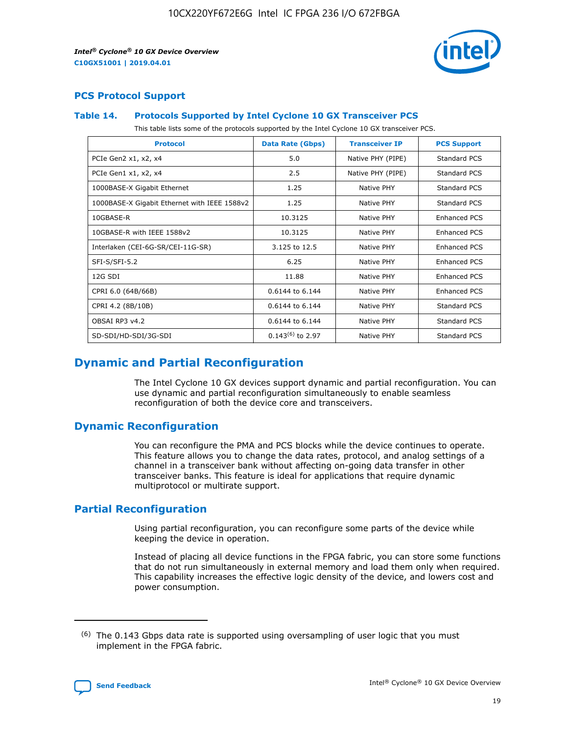## PCS Protocol Support

### Table 14. Protocols Supported by Intel Cyclone 10 GX Transceiver PCS

This table lists some of the protocols supported by the Intel Cyclone 10 GX transceiver PCS.

| Protocol | Data Rate (Gbps) | Transceiver IP | PCS Support |
|---|---|---|---|
| PCIe Gen2 x1, x2, x4 | 5.0 | Native PHY (PIPE) | Standard PCS |
| PCIe Gen1 x1, x2, x4 | 2.5 | Native PHY (PIPE) | Standard PCS |
| 1000BASE-X Gigabit Ethernet | 1.25 | Native PHY | Standard PCS |
| 1000BASE-X Gigabit Ethernet with IEEE 1588v2 | 1.25 | Native PHY | Standard PCS |
| 10GBASE-R | 10.3125 | Native PHY | Enhanced PCS |
| 10GBASE-R with IEEE 1588v2 | 10.3125 | Native PHY | Enhanced PCS |
| Interlaken (CEI-6G-SR/CEI-11G-SR) | 3.125 to 12.5 | Native PHY | Enhanced PCS |
| SFI-S/SFI-5.2 | 6.25 | Native PHY | Enhanced PCS |
| 12G SDI | 11.88 | Native PHY | Enhanced PCS |
| CPRI 6.0 (64B/66B) | 0.6144 to 6.144 | Native PHY | Enhanced PCS |
| CPRI 4.2 (8B/10B) | 0.6144 to 6.144 | Native PHY | Standard PCS |
| OBSAI RP3 v4.2 | 0.6144 to 6.144 | Native PHY | Standard PCS |
| SD-SDI/HD-SDI/3G-SDI | 0.143[6] to 2.97 | Native PHY | Standard PCS |

# Dynamic and Partial Reconfiguration

The Intel Cyclone 10 GX devices support dynamic and partial reconfiguration. You can use dynamic and partial reconfiguration simultaneously to enable seamless reconfiguration of both the device core and transceivers.

## Dynamic Reconfiguration

You can reconfigure the PMA and PCS blocks while the device continues to operate. This feature allows you to change the data rates, protocol, and analog settings of a channel in a transceiver bank without affecting on-going data transfer in other transceiver banks. This feature is ideal for applications that require dynamic multiprotocol or multirate support.

## Partial Reconfiguration

Using partial reconfiguration, you can reconfigure some parts of the device while keeping the device in operation.

Instead of placing all device functions in the FPGA fabric, you can store some functions that do not run simultaneously in external memory and load them only when required. This capability increases the effective logic density of the device, and lowers cost and power consumption.

(6) The 0.143 Gbps data rate is supported using oversampling of user logic that you must implement in the FPGA fabric.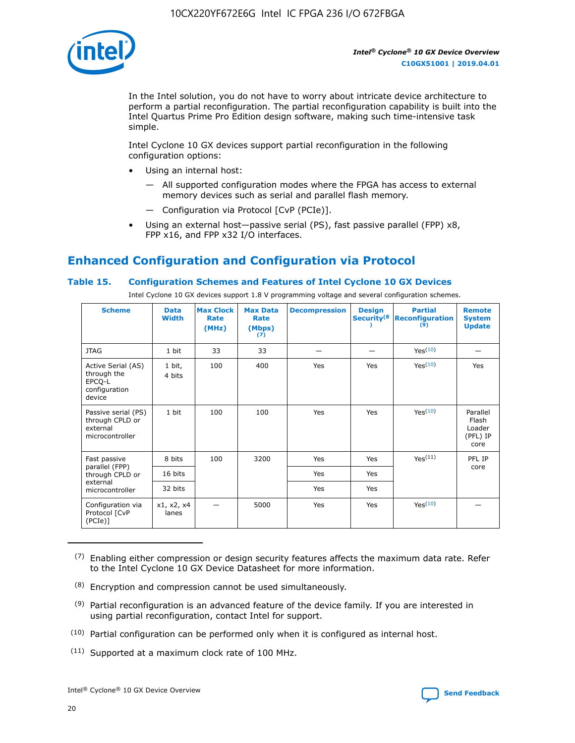In the Intel solution, you do not have to worry about intricate device architecture to perform a partial reconfiguration. The partial reconfiguration capability is built into the Intel Quartus Prime Pro Edition design software, making such time-intensive task simple.

Intel Cyclone 10 GX devices support partial reconfiguration in the following configuration options:

- Using an internal host:
  - — All supported configuration modes where the FPGA has access to external memory devices such as serial and parallel flash memory.
  - — Configuration via Protocol [CvP (PCIe)].
- Using an external host—passive serial (PS), fast passive parallel (FPP) x8, FPP x16, and FPP x32 I/O interfaces.

## Enhanced Configuration and Configuration via Protocol

### Table 15. Configuration Schemes and Features of Intel Cyclone 10 GX Devices

Intel Cyclone 10 GX devices support 1.8 V programming voltage and several configuration schemes.

| Scheme | Data Width | Max Clock Rate (MHz) | Max Data Rate (Mbps) (7) | Decompression | Design Security(8) | Partial Reconfiguration (9) | Remote System Update |
|---|---|---|---|---|---|---|---|
| JTAG | 1 bit | 33 | 33 | — | — | Yes(10) | — |
| Active Serial (AS) through the EPCQ-L configuration device | 1 bit, 4 bits | 100 | 400 | Yes | Yes | Yes(10) | Yes |
| Passive serial (PS) through CPLD or external microcontroller | 1 bit | 100 | 100 | Yes | Yes | Yes(10) | Parallel Flash Loader (PFL) IP core |
| Fast passive parallel (FPP) through CPLD or external microcontroller | 8 bits | 100 | 3200 | Yes | Yes | Yes(11) | PFL IP core |
| | 16 bits | | | Yes | Yes | | |
| | 32 bits | | | Yes | Yes | | |
| Configuration via Protocol [CvP (PCIe)] | x1, x2, x4 lanes | — | 5000 | Yes | Yes | Yes(10) | — |

(7) Enabling either compression or design security features affects the maximum data rate. Refer to the Intel Cyclone 10 GX Device Datasheet for more information.

(8) Encryption and compression cannot be used simultaneously.

(9) Partial reconfiguration is an advanced feature of the device family. If you are interested in using partial reconfiguration, contact Intel for support.

(10) Partial configuration can be performed only when it is configured as internal host.

(11) Supported at a maximum clock rate of 100 MHz.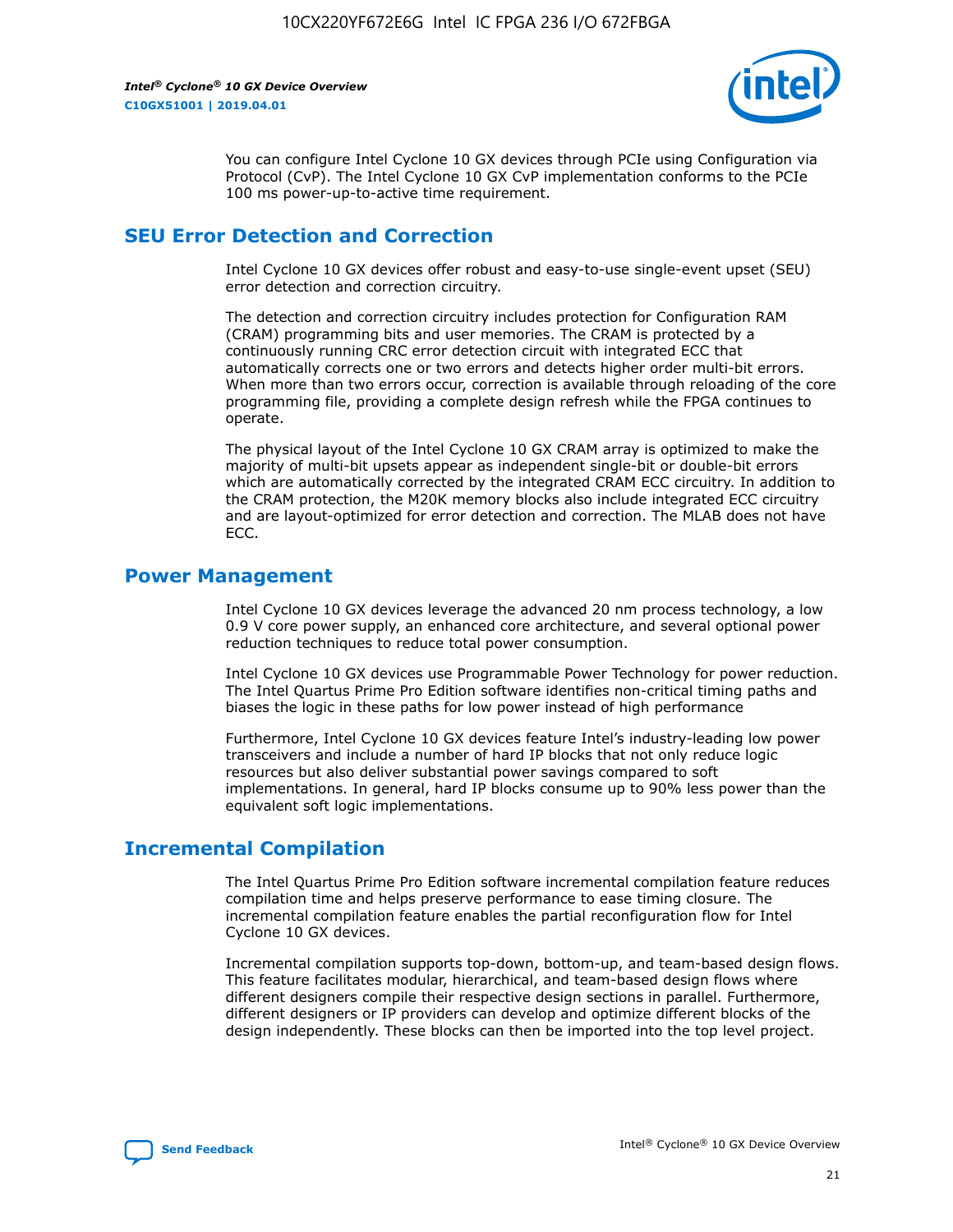You can configure Intel Cyclone 10 GX devices through PCIe using Configuration via Protocol (CvP). The Intel Cyclone 10 GX CvP implementation conforms to the PCIe 100 ms power-up-to-active time requirement.

## SEU Error Detection and Correction

Intel Cyclone 10 GX devices offer robust and easy-to-use single-event upset (SEU) error detection and correction circuitry.

The detection and correction circuitry includes protection for Configuration RAM (CRAM) programming bits and user memories. The CRAM is protected by a continuously running CRC error detection circuit with integrated ECC that automatically corrects one or two errors and detects higher order multi-bit errors. When more than two errors occur, correction is available through reloading of the core programming file, providing a complete design refresh while the FPGA continues to operate.

The physical layout of the Intel Cyclone 10 GX CRAM array is optimized to make the majority of multi-bit upsets appear as independent single-bit or double-bit errors which are automatically corrected by the integrated CRAM ECC circuitry. In addition to the CRAM protection, the M20K memory blocks also include integrated ECC circuitry and are layout-optimized for error detection and correction. The MLAB does not have ECC.

## Power Management

Intel Cyclone 10 GX devices leverage the advanced 20 nm process technology, a low 0.9 V core power supply, an enhanced core architecture, and several optional power reduction techniques to reduce total power consumption.

Intel Cyclone 10 GX devices use Programmable Power Technology for power reduction. The Intel Quartus Prime Pro Edition software identifies non-critical timing paths and biases the logic in these paths for low power instead of high performance

Furthermore, Intel Cyclone 10 GX devices feature Intel's industry-leading low power transceivers and include a number of hard IP blocks that not only reduce logic resources but also deliver substantial power savings compared to soft implementations. In general, hard IP blocks consume up to 90% less power than the equivalent soft logic implementations.

## Incremental Compilation

The Intel Quartus Prime Pro Edition software incremental compilation feature reduces compilation time and helps preserve performance to ease timing closure. The incremental compilation feature enables the partial reconfiguration flow for Intel Cyclone 10 GX devices.

Incremental compilation supports top-down, bottom-up, and team-based design flows. This feature facilitates modular, hierarchical, and team-based design flows where different designers compile their respective design sections in parallel. Furthermore, different designers or IP providers can develop and optimize different blocks of the design independently. These blocks can then be imported into the top level project.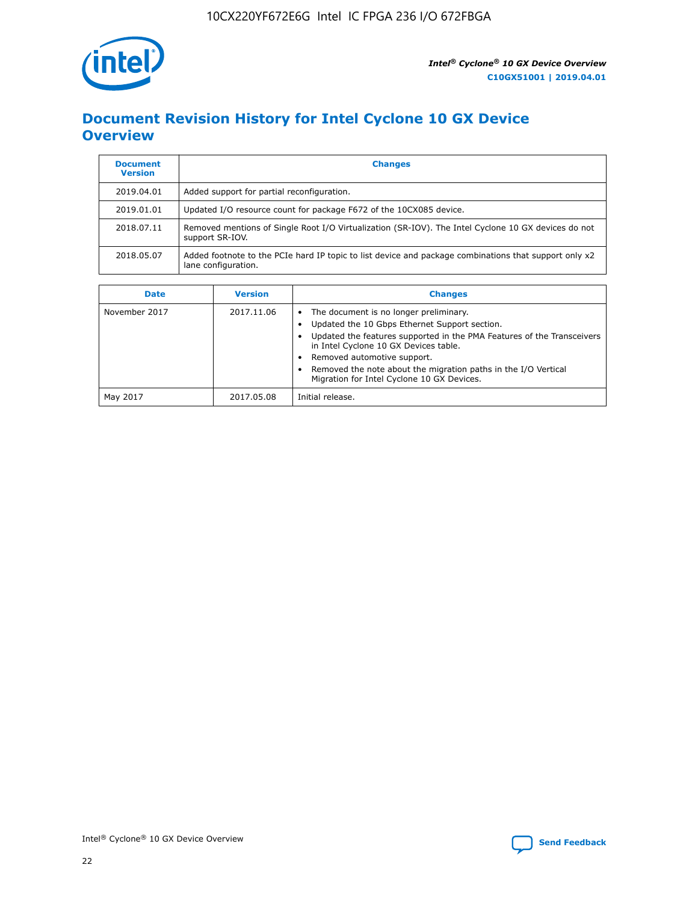# Document Revision History for Intel Cyclone 10 GX Device Overview

| Document Version | Changes |
| --- | --- |
| 2019.04.01 | Added support for partial reconfiguration. |
| 2019.01.01 | Updated I/O resource count for package F672 of the 10CX085 device. |
| 2018.07.11 | Removed mentions of Single Root I/O Virtualization (SR-IOV). The Intel Cyclone 10 GX devices do not support SR-IOV. |
| 2018.05.07 | Added footnote to the PCIe hard IP topic to list device and package combinations that support only x2 lane configuration. |

| Date | Version | Changes |
| --- | --- | --- |
| November 2017 | 2017.11.06 | • The document is no longer preliminary.<br>• Updated the 10 Gbps Ethernet Support section.<br>• Updated the features supported in the PMA Features of the Transceivers in Intel Cyclone 10 GX Devices table.<br>• Removed automotive support.<br>• Removed the note about the migration paths in the I/O Vertical Migration for Intel Cyclone 10 GX Devices. |
| May 2017 | 2017.05.08 | Initial release. |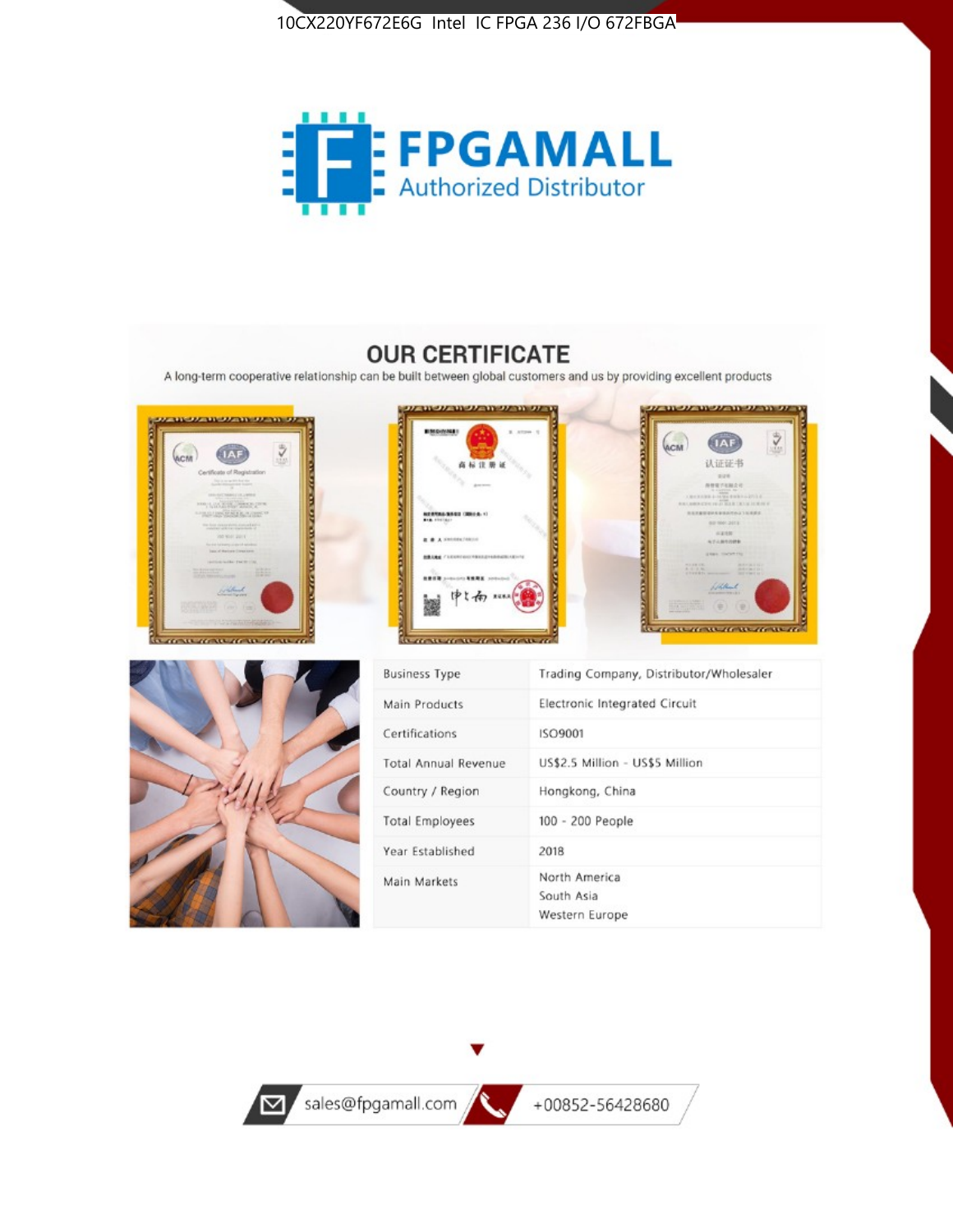FPGAMALL
Authorized Distributor

## OUR CERTIFICATE

A long-term cooperative relationship can be built between global customers and us by providing excellent products

| | |
|---|---|
| Business Type | Trading Company, Distributor/Wholesaler |
| Main Products | Electronic Integrated Circuit |
| Certifications | ISO9001 |
| Total Annual Revenue | US$2.5 Million - US$5 Million |
| Country / Region | Hongkong, China |
| Total Employees | 100 - 200 People |
| Year Established | 2018 |
| Main Markets | North America<br>South Asia<br>Western Europe |

sales@fpgamall.com

+00852-56428680